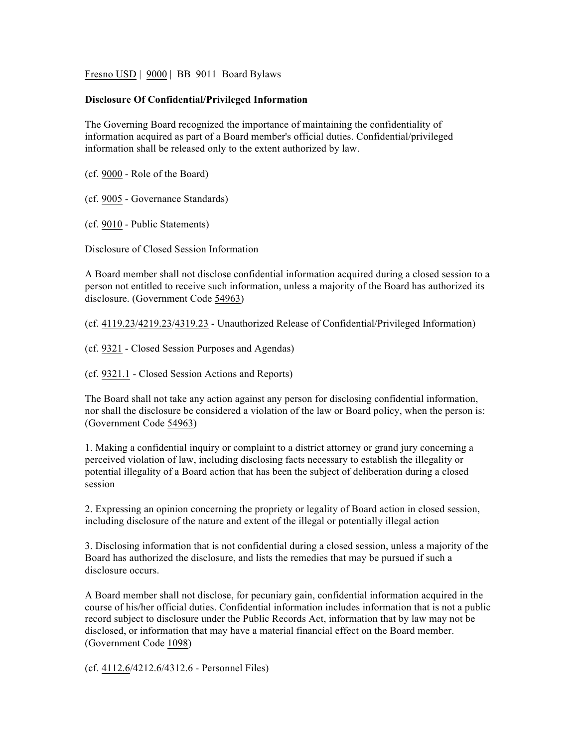Fresno USD | 9000 | BB 9011 Board Bylaws

**Disclosure Of Confidential/Privileged Information**

The Governing Board recognized the importance of maintaining the confidentiality of information acquired as part of a Board member's official duties. Confidential/privileged information shall be released only to the extent authorized by law.

(cf. 9000 - Role of the Board)

(cf. 9005 - Governance Standards)

(cf. 9010 - Public Statements)

Disclosure of Closed Session Information

A Board member shall not disclose confidential information acquired during a closed session to a person not entitled to receive such information, unless a majority of the Board has authorized its disclosure. (Government Code 54963)

(cf. 4119.23/4219.23/4319.23 - Unauthorized Release of Confidential/Privileged Information)

(cf. 9321 - Closed Session Purposes and Agendas)

(cf. 9321.1 - Closed Session Actions and Reports)

The Board shall not take any action against any person for disclosing confidential information, nor shall the disclosure be considered a violation of the law or Board policy, when the person is: (Government Code 54963)

1. Making a confidential inquiry or complaint to a district attorney or grand jury concerning a perceived violation of law, including disclosing facts necessary to establish the illegality or potential illegality of a Board action that has been the subject of deliberation during a closed session

2. Expressing an opinion concerning the propriety or legality of Board action in closed session, including disclosure of the nature and extent of the illegal or potentially illegal action

3. Disclosing information that is not confidential during a closed session, unless a majority of the Board has authorized the disclosure, and lists the remedies that may be pursued if such a disclosure occurs.

A Board member shall not disclose, for pecuniary gain, confidential information acquired in the course of his/her official duties. Confidential information includes information that is not a public record subject to disclosure under the Public Records Act, information that by law may not be disclosed, or information that may have a material financial effect on the Board member. (Government Code 1098)

(cf. 4112.6/4212.6/4312.6 - Personnel Files)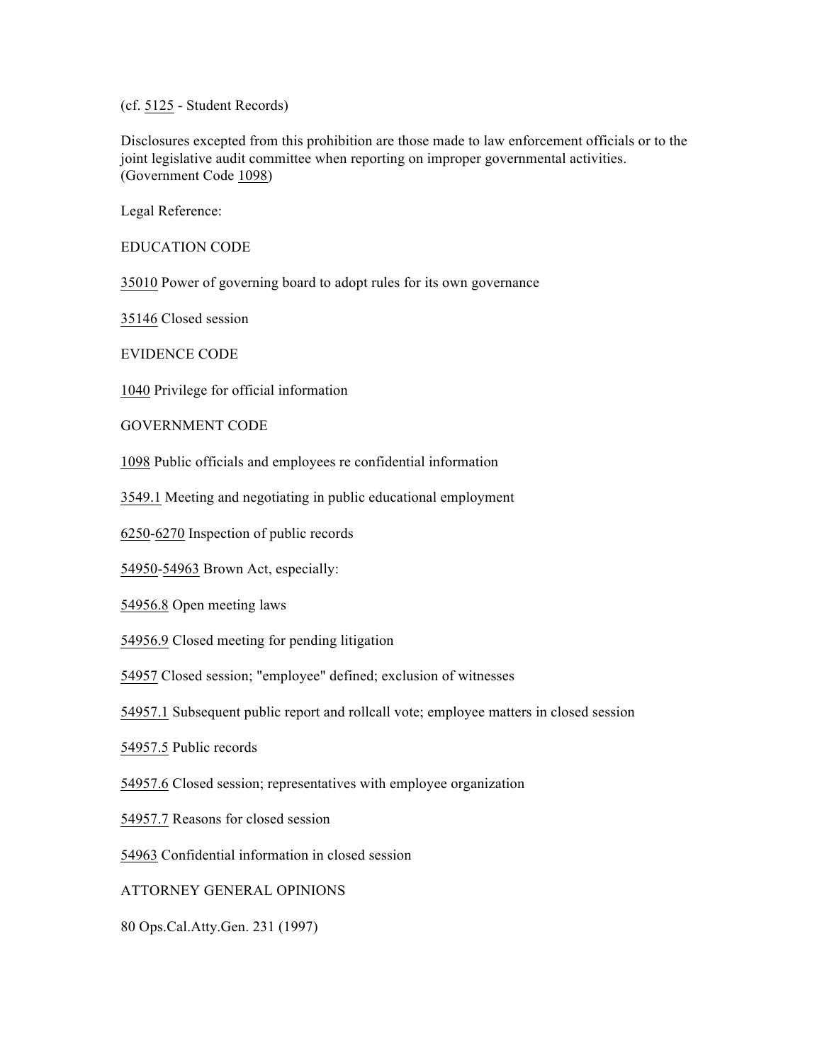(cf. 5125 - Student Records)

Disclosures excepted from this prohibition are those made to law enforcement officials or to the joint legislative audit committee when reporting on improper governmental activities. (Government Code 1098)

Legal Reference:

EDUCATION CODE

35010 Power of governing board to adopt rules for its own governance

35146 Closed session

EVIDENCE CODE

1040 Privilege for official information

GOVERNMENT CODE

1098 Public officials and employees re confidential information

3549.1 Meeting and negotiating in public educational employment

6250-6270 Inspection of public records

54950-54963 Brown Act, especially:

54956.8 Open meeting laws

54956.9 Closed meeting for pending litigation

54957 Closed session; "employee" defined; exclusion of witnesses

54957.1 Subsequent public report and rollcall vote; employee matters in closed session

54957.5 Public records

54957.6 Closed session; representatives with employee organization

54957.7 Reasons for closed session

54963 Confidential information in closed session

ATTORNEY GENERAL OPINIONS

80 Ops.Cal.Atty.Gen. 231 (1997)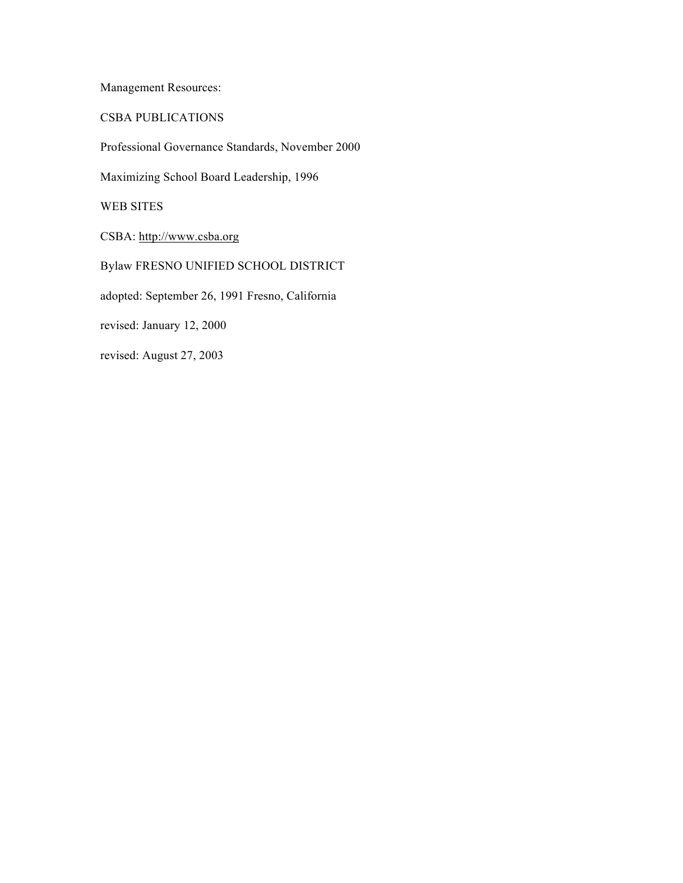Management Resources:

CSBA PUBLICATIONS

Professional Governance Standards, November 2000

Maximizing School Board Leadership, 1996

WEB SITES

CSBA: http://www.csba.org

Bylaw FRESNO UNIFIED SCHOOL DISTRICT

adopted: September 26, 1991 Fresno, California

revised: January 12, 2000

revised: August 27, 2003